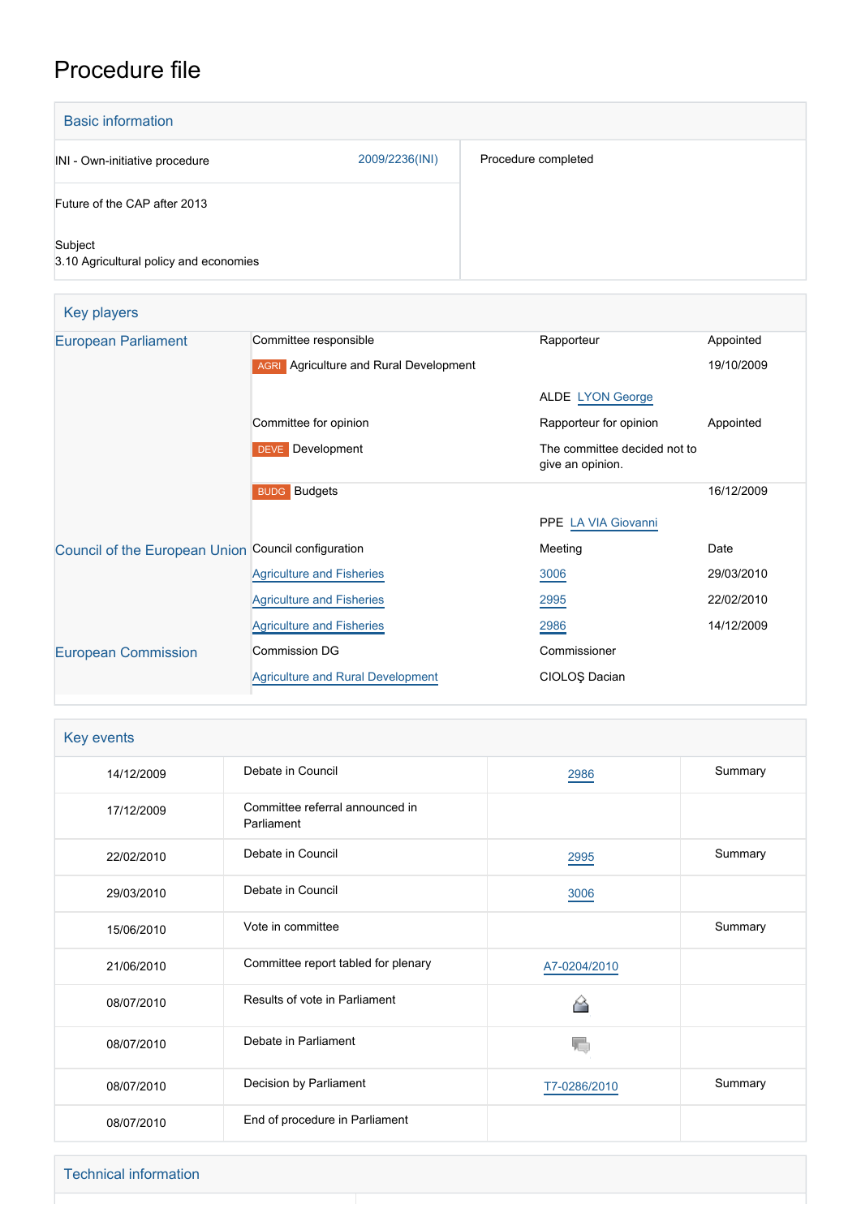# Procedure file

## Basic information

| | | |
|---|---|---|
| INI - Own-initiative procedure | 2009/2236(INI) | Procedure completed |
| Future of the CAP after 2013 | | |
| Subject<br>3.10 Agricultural policy and economies | | |

## Key players

| | | | |
|---|---|---|---|
| European Parliament | Committee responsible | Rapporteur | Appointed |
| | AGRI Agriculture and Rural Development | | 19/10/2009 |
| | | ALDE LYON George | |
| | Committee for opinion | Rapporteur for opinion | Appointed |
| | DEVE Development | The committee decided not to give an opinion. | |
| | BUDG Budgets | | 16/12/2009 |
| | | PPE LA VIA Giovanni | |
| Council of the European Union | Council configuration | Meeting | Date |
| | Agriculture and Fisheries | 3006 | 29/03/2010 |
| | Agriculture and Fisheries | 2995 | 22/02/2010 |
| | Agriculture and Fisheries | 2986 | 14/12/2009 |
| European Commission | Commission DG | Commissioner | |
| | Agriculture and Rural Development | CIOLOŞ Dacian | |

## Key events

| | | | |
|---|---|---|---|
| 14/12/2009 | Debate in Council | 2986 | Summary |
| 17/12/2009 | Committee referral announced in Parliament | | |
| 22/02/2010 | Debate in Council | 2995 | Summary |
| 29/03/2010 | Debate in Council | 3006 | |
| 15/06/2010 | Vote in committee | | Summary |
| 21/06/2010 | Committee report tabled for plenary | A7-0204/2010 | |
| 08/07/2010 | Results of vote in Parliament | | |
| 08/07/2010 | Debate in Parliament | | |
| 08/07/2010 | Decision by Parliament | T7-0286/2010 | Summary |
| 08/07/2010 | End of procedure in Parliament | | |

## Technical information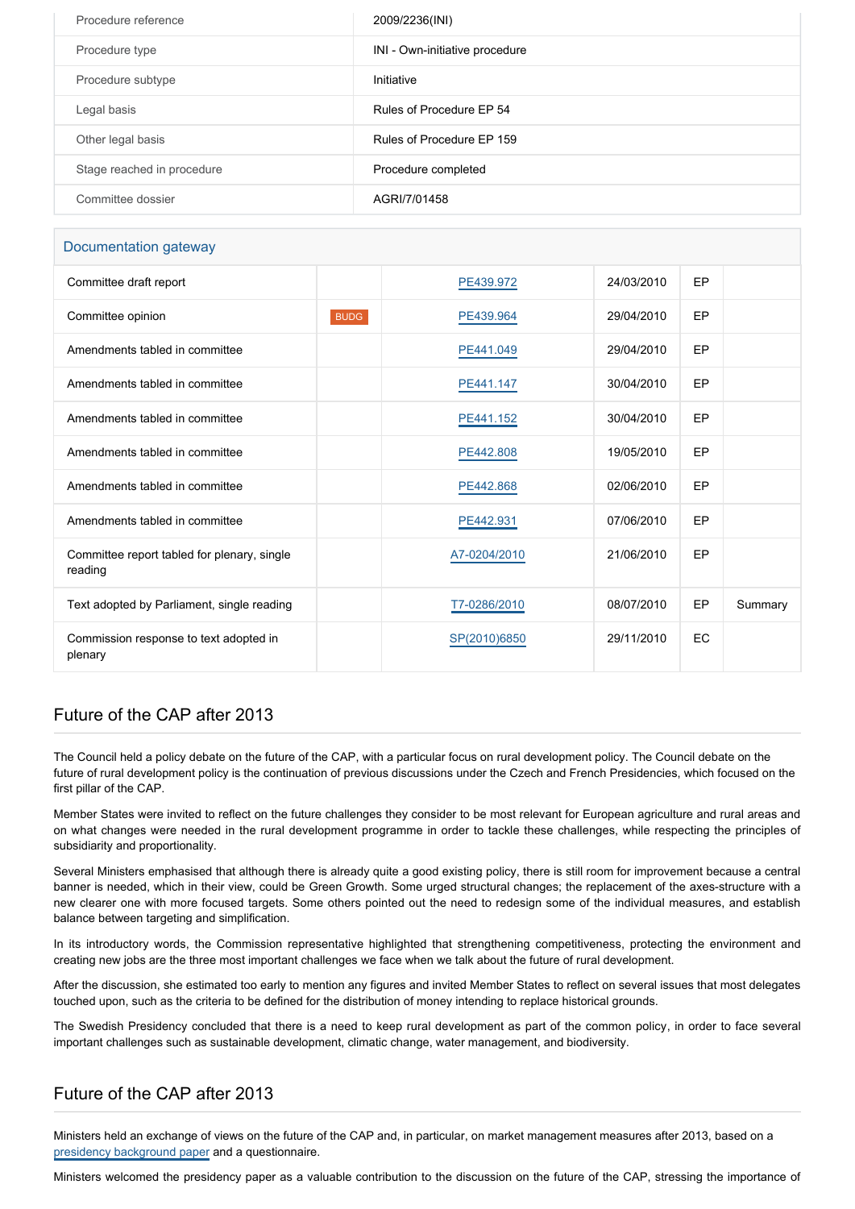| | |
|---|---|
| Procedure reference | 2009/2236(INI) |
| Procedure type | INI - Own-initiative procedure |
| Procedure subtype | Initiative |
| Legal basis | Rules of Procedure EP 54 |
| Other legal basis | Rules of Procedure EP 159 |
| Stage reached in procedure | Procedure completed |
| Committee dossier | AGRI/7/01458 |

## Documentation gateway

| | | | | | |
|---|---|---|---|---|---|
| Committee draft report | | PE439.972 | 24/03/2010 | EP | |
| Committee opinion | BUDG | PE439.964 | 29/04/2010 | EP | |
| Amendments tabled in committee | | PE441.049 | 29/04/2010 | EP | |
| Amendments tabled in committee | | PE441.147 | 30/04/2010 | EP | |
| Amendments tabled in committee | | PE441.152 | 30/04/2010 | EP | |
| Amendments tabled in committee | | PE442.808 | 19/05/2010 | EP | |
| Amendments tabled in committee | | PE442.868 | 02/06/2010 | EP | |
| Amendments tabled in committee | | PE442.931 | 07/06/2010 | EP | |
| Committee report tabled for plenary, single reading | | A7-0204/2010 | 21/06/2010 | EP | |
| Text adopted by Parliament, single reading | | T7-0286/2010 | 08/07/2010 | EP | Summary |
| Commission response to text adopted in plenary | | SP(2010)6850 | 29/11/2010 | EC | |

## Future of the CAP after 2013

The Council held a policy debate on the future of the CAP, with a particular focus on rural development policy. The Council debate on the future of rural development policy is the continuation of previous discussions under the Czech and French Presidencies, which focused on the first pillar of the CAP.

Member States were invited to reflect on the future challenges they consider to be most relevant for European agriculture and rural areas and on what changes were needed in the rural development programme in order to tackle these challenges, while respecting the principles of subsidiarity and proportionality.

Several Ministers emphasised that although there is already quite a good existing policy, there is still room for improvement because a central banner is needed, which in their view, could be Green Growth. Some urged structural changes; the replacement of the axes-structure with a new clearer one with more focused targets. Some others pointed out the need to redesign some of the individual measures, and establish balance between targeting and simplification.

In its introductory words, the Commission representative highlighted that strengthening competitiveness, protecting the environment and creating new jobs are the three most important challenges we face when we talk about the future of rural development.

After the discussion, she estimated too early to mention any figures and invited Member States to reflect on several issues that most delegates touched upon, such as the criteria to be defined for the distribution of money intending to replace historical grounds.

The Swedish Presidency concluded that there is a need to keep rural development as part of the common policy, in order to face several important challenges such as sustainable development, climatic change, water management, and biodiversity.

## Future of the CAP after 2013

Ministers held an exchange of views on the future of the CAP and, in particular, on market management measures after 2013, based on a presidency background paper and a questionnaire.

Ministers welcomed the presidency paper as a valuable contribution to the discussion on the future of the CAP, stressing the importance of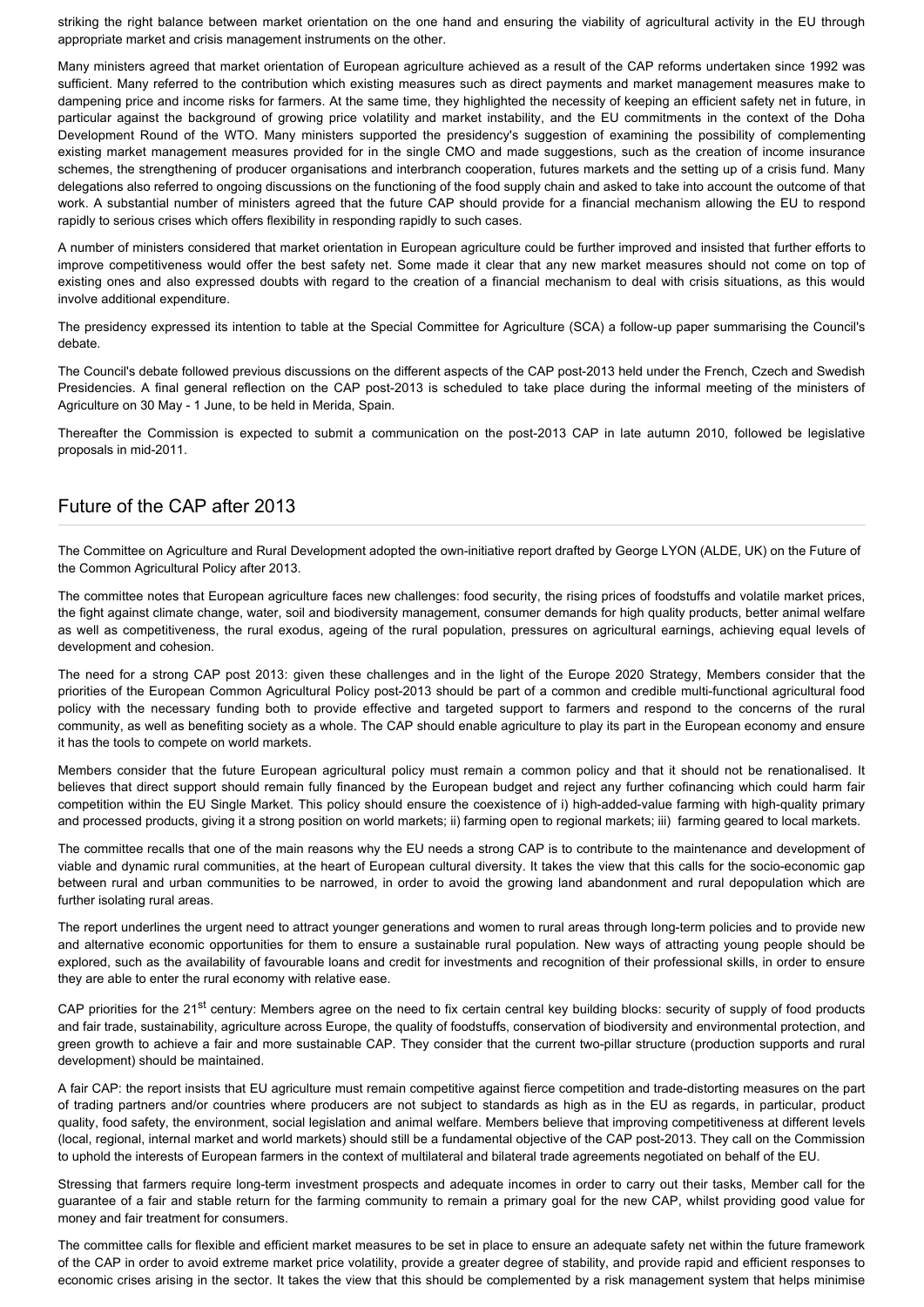striking the right balance between market orientation on the one hand and ensuring the viability of agricultural activity in the EU through appropriate market and crisis management instruments on the other.

Many ministers agreed that market orientation of European agriculture achieved as a result of the CAP reforms undertaken since 1992 was sufficient. Many referred to the contribution which existing measures such as direct payments and market management measures make to dampening price and income risks for farmers. At the same time, they highlighted the necessity of keeping an efficient safety net in future, in particular against the background of growing price volatility and market instability, and the EU commitments in the context of the Doha Development Round of the WTO. Many ministers supported the presidency's suggestion of examining the possibility of complementing existing market management measures provided for in the single CMO and made suggestions, such as the creation of income insurance schemes, the strengthening of producer organisations and interbranch cooperation, futures markets and the setting up of a crisis fund. Many delegations also referred to ongoing discussions on the functioning of the food supply chain and asked to take into account the outcome of that work. A substantial number of ministers agreed that the future CAP should provide for a financial mechanism allowing the EU to respond rapidly to serious crises which offers flexibility in responding rapidly to such cases.

A number of ministers considered that market orientation in European agriculture could be further improved and insisted that further efforts to improve competitiveness would offer the best safety net. Some made it clear that any new market measures should not come on top of existing ones and also expressed doubts with regard to the creation of a financial mechanism to deal with crisis situations, as this would involve additional expenditure.

The presidency expressed its intention to table at the Special Committee for Agriculture (SCA) a follow-up paper summarising the Council's debate.

The Council's debate followed previous discussions on the different aspects of the CAP post-2013 held under the French, Czech and Swedish Presidencies. A final general reflection on the CAP post-2013 is scheduled to take place during the informal meeting of the ministers of Agriculture on 30 May - 1 June, to be held in Merida, Spain.

Thereafter the Commission is expected to submit a communication on the post-2013 CAP in late autumn 2010, followed be legislative proposals in mid-2011.

## Future of the CAP after 2013

The Committee on Agriculture and Rural Development adopted the own-initiative report drafted by George LYON (ALDE, UK) on the Future of the Common Agricultural Policy after 2013.

The committee notes that European agriculture faces new challenges: food security, the rising prices of foodstuffs and volatile market prices, the fight against climate change, water, soil and biodiversity management, consumer demands for high quality products, better animal welfare as well as competitiveness, the rural exodus, ageing of the rural population, pressures on agricultural earnings, achieving equal levels of development and cohesion.

The need for a strong CAP post 2013: given these challenges and in the light of the Europe 2020 Strategy, Members consider that the priorities of the European Common Agricultural Policy post-2013 should be part of a common and credible multi-functional agricultural food policy with the necessary funding both to provide effective and targeted support to farmers and respond to the concerns of the rural community, as well as benefiting society as a whole. The CAP should enable agriculture to play its part in the European economy and ensure it has the tools to compete on world markets.

Members consider that the future European agricultural policy must remain a common policy and that it should not be renationalised. It believes that direct support should remain fully financed by the European budget and reject any further cofinancing which could harm fair competition within the EU Single Market. This policy should ensure the coexistence of i) high-added-value farming with high-quality primary and processed products, giving it a strong position on world markets; ii) farming open to regional markets; iii) farming geared to local markets.

The committee recalls that one of the main reasons why the EU needs a strong CAP is to contribute to the maintenance and development of viable and dynamic rural communities, at the heart of European cultural diversity. It takes the view that this calls for the socio-economic gap between rural and urban communities to be narrowed, in order to avoid the growing land abandonment and rural depopulation which are further isolating rural areas.

The report underlines the urgent need to attract younger generations and women to rural areas through long-term policies and to provide new and alternative economic opportunities for them to ensure a sustainable rural population. New ways of attracting young people should be explored, such as the availability of favourable loans and credit for investments and recognition of their professional skills, in order to ensure they are able to enter the rural economy with relative ease.

CAP priorities for the 21st century: Members agree on the need to fix certain central key building blocks: security of supply of food products and fair trade, sustainability, agriculture across Europe, the quality of foodstuffs, conservation of biodiversity and environmental protection, and green growth to achieve a fair and more sustainable CAP. They consider that the current two-pillar structure (production supports and rural development) should be maintained.

A fair CAP: the report insists that EU agriculture must remain competitive against fierce competition and trade-distorting measures on the part of trading partners and/or countries where producers are not subject to standards as high as in the EU as regards, in particular, product quality, food safety, the environment, social legislation and animal welfare. Members believe that improving competitiveness at different levels (local, regional, internal market and world markets) should still be a fundamental objective of the CAP post-2013. They call on the Commission to uphold the interests of European farmers in the context of multilateral and bilateral trade agreements negotiated on behalf of the EU.

Stressing that farmers require long-term investment prospects and adequate incomes in order to carry out their tasks, Member call for the guarantee of a fair and stable return for the farming community to remain a primary goal for the new CAP, whilst providing good value for money and fair treatment for consumers.

The committee calls for flexible and efficient market measures to be set in place to ensure an adequate safety net within the future framework of the CAP in order to avoid extreme market price volatility, provide a greater degree of stability, and provide rapid and efficient responses to economic crises arising in the sector. It takes the view that this should be complemented by a risk management system that helps minimise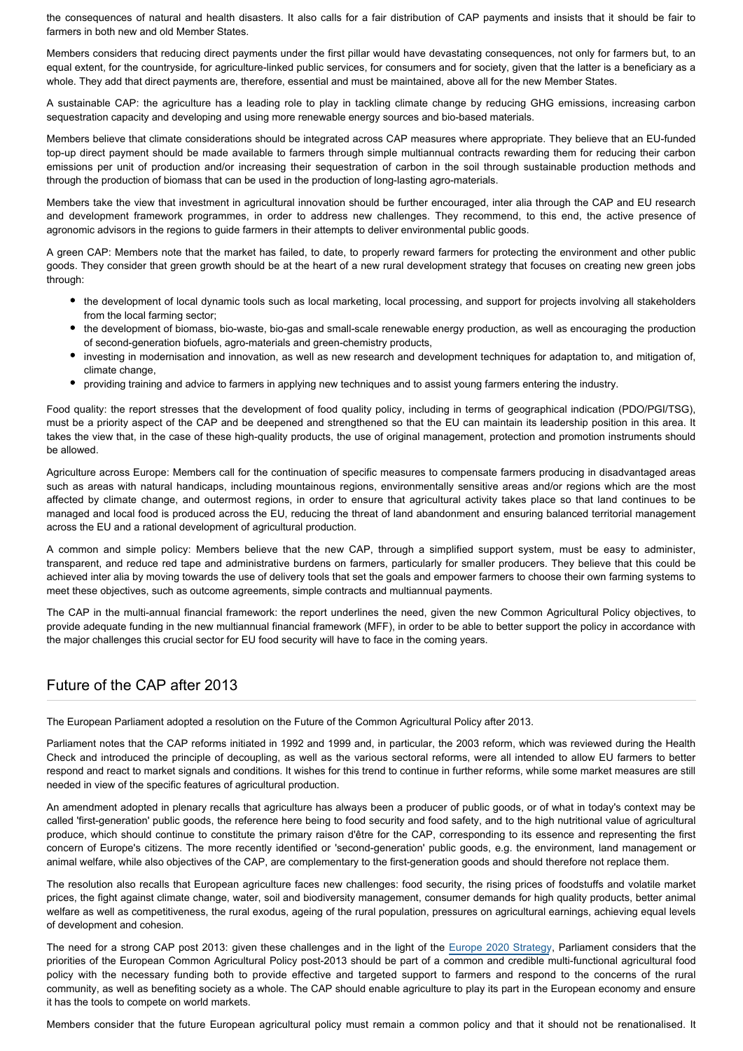the consequences of natural and health disasters. It also calls for a fair distribution of CAP payments and insists that it should be fair to farmers in both new and old Member States.

Members considers that reducing direct payments under the first pillar would have devastating consequences, not only for farmers but, to an equal extent, for the countryside, for agriculture-linked public services, for consumers and for society, given that the latter is a beneficiary as a whole. They add that direct payments are, therefore, essential and must be maintained, above all for the new Member States.

A sustainable CAP: the agriculture has a leading role to play in tackling climate change by reducing GHG emissions, increasing carbon sequestration capacity and developing and using more renewable energy sources and bio-based materials.

Members believe that climate considerations should be integrated across CAP measures where appropriate. They believe that an EU-funded top-up direct payment should be made available to farmers through simple multiannual contracts rewarding them for reducing their carbon emissions per unit of production and/or increasing their sequestration of carbon in the soil through sustainable production methods and through the production of biomass that can be used in the production of long-lasting agro-materials.

Members take the view that investment in agricultural innovation should be further encouraged, inter alia through the CAP and EU research and development framework programmes, in order to address new challenges. They recommend, to this end, the active presence of agronomic advisors in the regions to guide farmers in their attempts to deliver environmental public goods.

A green CAP: Members note that the market has failed, to date, to properly reward farmers for protecting the environment and other public goods. They consider that green growth should be at the heart of a new rural development strategy that focuses on creating new green jobs through:

- the development of local dynamic tools such as local marketing, local processing, and support for projects involving all stakeholders from the local farming sector;
- the development of biomass, bio-waste, bio-gas and small-scale renewable energy production, as well as encouraging the production of second-generation biofuels, agro-materials and green-chemistry products,
- investing in modernisation and innovation, as well as new research and development techniques for adaptation to, and mitigation of, climate change,
- providing training and advice to farmers in applying new techniques and to assist young farmers entering the industry.

Food quality: the report stresses that the development of food quality policy, including in terms of geographical indication (PDO/PGI/TSG), must be a priority aspect of the CAP and be deepened and strengthened so that the EU can maintain its leadership position in this area. It takes the view that, in the case of these high-quality products, the use of original management, protection and promotion instruments should be allowed.

Agriculture across Europe: Members call for the continuation of specific measures to compensate farmers producing in disadvantaged areas such as areas with natural handicaps, including mountainous regions, environmentally sensitive areas and/or regions which are the most affected by climate change, and outermost regions, in order to ensure that agricultural activity takes place so that land continues to be managed and local food is produced across the EU, reducing the threat of land abandonment and ensuring balanced territorial management across the EU and a rational development of agricultural production.

A common and simple policy: Members believe that the new CAP, through a simplified support system, must be easy to administer, transparent, and reduce red tape and administrative burdens on farmers, particularly for smaller producers. They believe that this could be achieved inter alia by moving towards the use of delivery tools that set the goals and empower farmers to choose their own farming systems to meet these objectives, such as outcome agreements, simple contracts and multiannual payments.

The CAP in the multi-annual financial framework: the report underlines the need, given the new Common Agricultural Policy objectives, to provide adequate funding in the new multiannual financial framework (MFF), in order to be able to better support the policy in accordance with the major challenges this crucial sector for EU food security will have to face in the coming years.

## Future of the CAP after 2013

The European Parliament adopted a resolution on the Future of the Common Agricultural Policy after 2013.

Parliament notes that the CAP reforms initiated in 1992 and 1999 and, in particular, the 2003 reform, which was reviewed during the Health Check and introduced the principle of decoupling, as well as the various sectoral reforms, were all intended to allow EU farmers to better respond and react to market signals and conditions. It wishes for this trend to continue in further reforms, while some market measures are still needed in view of the specific features of agricultural production.

An amendment adopted in plenary recalls that agriculture has always been a producer of public goods, or of what in today's context may be called 'first-generation' public goods, the reference here being to food security and food safety, and to the high nutritional value of agricultural produce, which should continue to constitute the primary raison d'être for the CAP, corresponding to its essence and representing the first concern of Europe's citizens. The more recently identified or 'second-generation' public goods, e.g. the environment, land management or animal welfare, while also objectives of the CAP, are complementary to the first-generation goods and should therefore not replace them.

The resolution also recalls that European agriculture faces new challenges: food security, the rising prices of foodstuffs and volatile market prices, the fight against climate change, water, soil and biodiversity management, consumer demands for high quality products, better animal welfare as well as competitiveness, the rural exodus, ageing of the rural population, pressures on agricultural earnings, achieving equal levels of development and cohesion.

The need for a strong CAP post 2013: given these challenges and in the light of the Europe 2020 Strategy, Parliament considers that the priorities of the European Common Agricultural Policy post-2013 should be part of a common and credible multi-functional agricultural food policy with the necessary funding both to provide effective and targeted support to farmers and respond to the concerns of the rural community, as well as benefiting society as a whole. The CAP should enable agriculture to play its part in the European economy and ensure it has the tools to compete on world markets.

Members consider that the future European agricultural policy must remain a common policy and that it should not be renationalised. It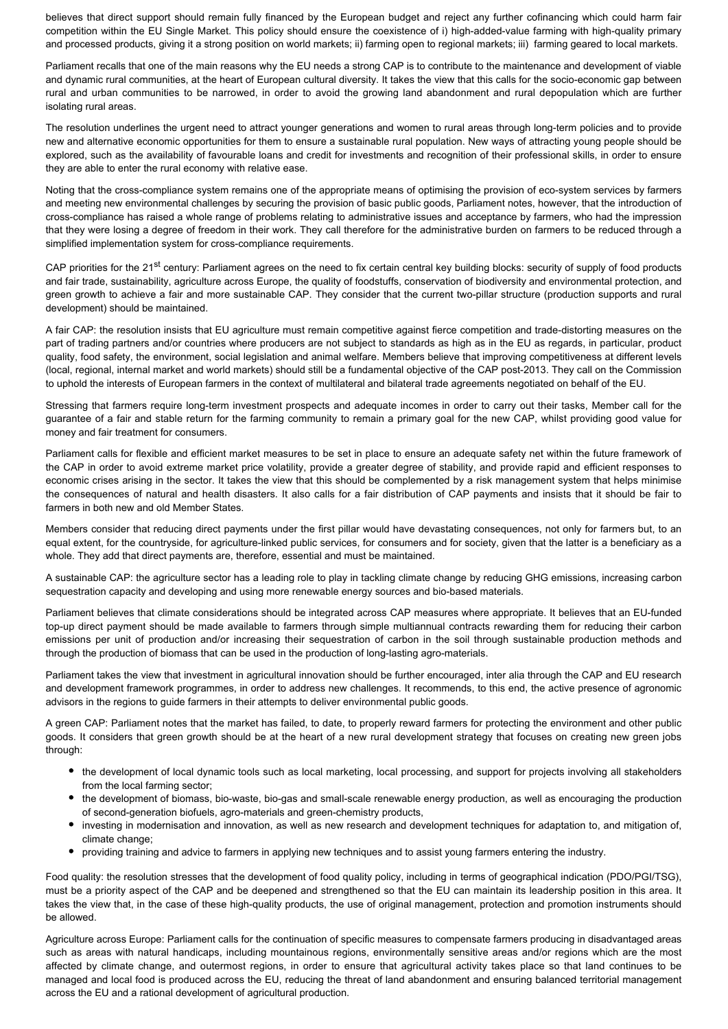believes that direct support should remain fully financed by the European budget and reject any further cofinancing which could harm fair competition within the EU Single Market. This policy should ensure the coexistence of i) high-added-value farming with high-quality primary and processed products, giving it a strong position on world markets; ii) farming open to regional markets; iii) farming geared to local markets.

Parliament recalls that one of the main reasons why the EU needs a strong CAP is to contribute to the maintenance and development of viable and dynamic rural communities, at the heart of European cultural diversity. It takes the view that this calls for the socio-economic gap between rural and urban communities to be narrowed, in order to avoid the growing land abandonment and rural depopulation which are further isolating rural areas.

The resolution underlines the urgent need to attract younger generations and women to rural areas through long-term policies and to provide new and alternative economic opportunities for them to ensure a sustainable rural population. New ways of attracting young people should be explored, such as the availability of favourable loans and credit for investments and recognition of their professional skills, in order to ensure they are able to enter the rural economy with relative ease.

Noting that the cross-compliance system remains one of the appropriate means of optimising the provision of eco-system services by farmers and meeting new environmental challenges by securing the provision of basic public goods, Parliament notes, however, that the introduction of cross-compliance has raised a whole range of problems relating to administrative issues and acceptance by farmers, who had the impression that they were losing a degree of freedom in their work. They call therefore for the administrative burden on farmers to be reduced through a simplified implementation system for cross-compliance requirements.

CAP priorities for the 21st century: Parliament agrees on the need to fix certain central key building blocks: security of supply of food products and fair trade, sustainability, agriculture across Europe, the quality of foodstuffs, conservation of biodiversity and environmental protection, and green growth to achieve a fair and more sustainable CAP. They consider that the current two-pillar structure (production supports and rural development) should be maintained.

A fair CAP: the resolution insists that EU agriculture must remain competitive against fierce competition and trade-distorting measures on the part of trading partners and/or countries where producers are not subject to standards as high as in the EU as regards, in particular, product quality, food safety, the environment, social legislation and animal welfare. Members believe that improving competitiveness at different levels (local, regional, internal market and world markets) should still be a fundamental objective of the CAP post-2013. They call on the Commission to uphold the interests of European farmers in the context of multilateral and bilateral trade agreements negotiated on behalf of the EU.

Stressing that farmers require long-term investment prospects and adequate incomes in order to carry out their tasks, Member call for the guarantee of a fair and stable return for the farming community to remain a primary goal for the new CAP, whilst providing good value for money and fair treatment for consumers.

Parliament calls for flexible and efficient market measures to be set in place to ensure an adequate safety net within the future framework of the CAP in order to avoid extreme market price volatility, provide a greater degree of stability, and provide rapid and efficient responses to economic crises arising in the sector. It takes the view that this should be complemented by a risk management system that helps minimise the consequences of natural and health disasters. It also calls for a fair distribution of CAP payments and insists that it should be fair to farmers in both new and old Member States.

Members consider that reducing direct payments under the first pillar would have devastating consequences, not only for farmers but, to an equal extent, for the countryside, for agriculture-linked public services, for consumers and for society, given that the latter is a beneficiary as a whole. They add that direct payments are, therefore, essential and must be maintained.

A sustainable CAP: the agriculture sector has a leading role to play in tackling climate change by reducing GHG emissions, increasing carbon sequestration capacity and developing and using more renewable energy sources and bio-based materials.

Parliament believes that climate considerations should be integrated across CAP measures where appropriate. It believes that an EU-funded top-up direct payment should be made available to farmers through simple multiannual contracts rewarding them for reducing their carbon emissions per unit of production and/or increasing their sequestration of carbon in the soil through sustainable production methods and through the production of biomass that can be used in the production of long-lasting agro-materials.

Parliament takes the view that investment in agricultural innovation should be further encouraged, inter alia through the CAP and EU research and development framework programmes, in order to address new challenges. It recommends, to this end, the active presence of agronomic advisors in the regions to guide farmers in their attempts to deliver environmental public goods.

A green CAP: Parliament notes that the market has failed, to date, to properly reward farmers for protecting the environment and other public goods. It considers that green growth should be at the heart of a new rural development strategy that focuses on creating new green jobs through:

- the development of local dynamic tools such as local marketing, local processing, and support for projects involving all stakeholders from the local farming sector;
- the development of biomass, bio-waste, bio-gas and small-scale renewable energy production, as well as encouraging the production of second-generation biofuels, agro-materials and green-chemistry products,
- investing in modernisation and innovation, as well as new research and development techniques for adaptation to, and mitigation of, climate change;
- providing training and advice to farmers in applying new techniques and to assist young farmers entering the industry.

Food quality: the resolution stresses that the development of food quality policy, including in terms of geographical indication (PDO/PGI/TSG), must be a priority aspect of the CAP and be deepened and strengthened so that the EU can maintain its leadership position in this area. It takes the view that, in the case of these high-quality products, the use of original management, protection and promotion instruments should be allowed.

Agriculture across Europe: Parliament calls for the continuation of specific measures to compensate farmers producing in disadvantaged areas such as areas with natural handicaps, including mountainous regions, environmentally sensitive areas and/or regions which are the most affected by climate change, and outermost regions, in order to ensure that agricultural activity takes place so that land continues to be managed and local food is produced across the EU, reducing the threat of land abandonment and ensuring balanced territorial management across the EU and a rational development of agricultural production.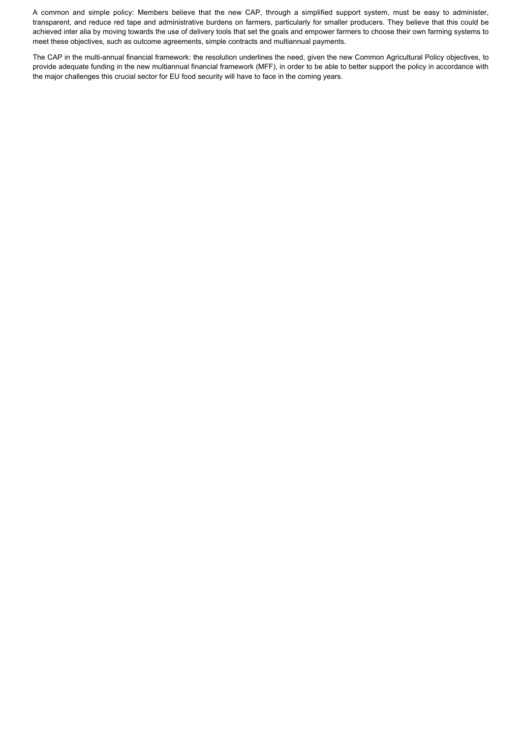A common and simple policy: Members believe that the new CAP, through a simplified support system, must be easy to administer, transparent, and reduce red tape and administrative burdens on farmers, particularly for smaller producers. They believe that this could be achieved inter alia by moving towards the use of delivery tools that set the goals and empower farmers to choose their own farming systems to meet these objectives, such as outcome agreements, simple contracts and multiannual payments.

The CAP in the multi-annual financial framework: the resolution underlines the need, given the new Common Agricultural Policy objectives, to provide adequate funding in the new multiannual financial framework (MFF), in order to be able to better support the policy in accordance with the major challenges this crucial sector for EU food security will have to face in the coming years.